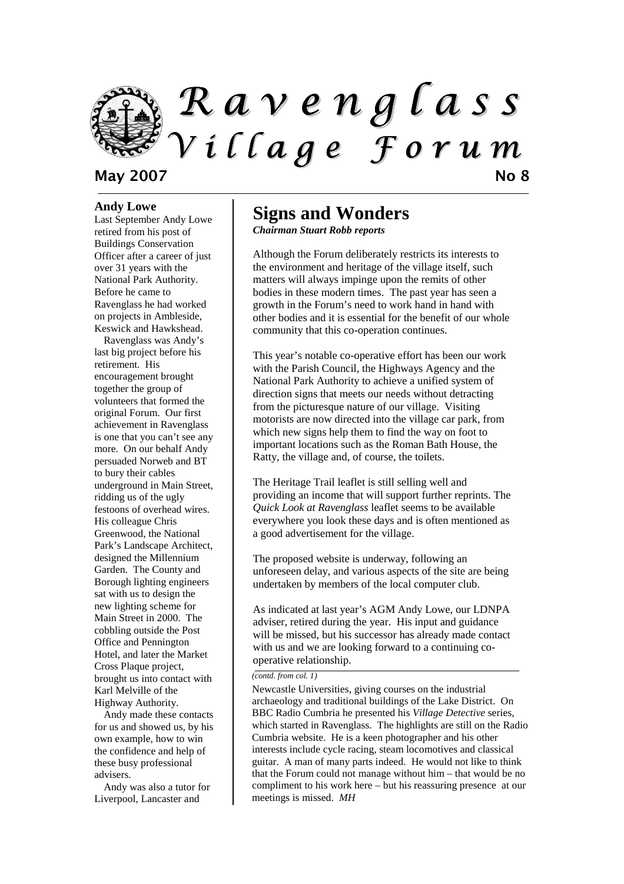# Ravenglass Village Forum

**May 2007** **No 8**

## Signs and Wonders

***Chairman Stuart Robb reports***

Although the Forum deliberately restricts its interests to the environment and heritage of the village itself, such matters will always impinge upon the remits of other bodies in these modern times. The past year has seen a growth in the Forum's need to work hand in hand with other bodies and it is essential for the benefit of our whole community that this co-operation continues.

This year's notable co-operative effort has been our work with the Parish Council, the Highways Agency and the National Park Authority to achieve a unified system of direction signs that meets our needs without detracting from the picturesque nature of our village. Visiting motorists are now directed into the village car park, from which new signs help them to find the way on foot to important locations such as the Roman Bath House, the Ratty, the village and, of course, the toilets.

The Heritage Trail leaflet is still selling well and providing an income that will support further reprints. The *Quick Look at Ravenglass* leaflet seems to be available everywhere you look these days and is often mentioned as a good advertisement for the village.

The proposed website is underway, following an unforeseen delay, and various aspects of the site are being undertaken by members of the local computer club.

As indicated at last year's AGM Andy Lowe, our LDNPA adviser, retired during the year. His input and guidance will be missed, but his successor has already made contact with us and we are looking forward to a continuing co-operative relationship.

### Andy Lowe

Last September Andy Lowe retired from his post of Buildings Conservation Officer after a career of just over 31 years with the National Park Authority. Before he came to Ravenglass he had worked on projects in Ambleside, Keswick and Hawkshead.

Ravenglass was Andy's last big project before his retirement. His encouragement brought together the group of volunteers that formed the original Forum. Our first achievement in Ravenglass is one that you can't see any more. On our behalf Andy persuaded Norweb and BT to bury their cables underground in Main Street, ridding us of the ugly festoons of overhead wires. His colleague Chris Greenwood, the National Park's Landscape Architect, designed the Millennium Garden. The County and Borough lighting engineers sat with us to design the new lighting scheme for Main Street in 2000. The cobbling outside the Post Office and Pennington Hotel, and later the Market Cross Plaque project, brought us into contact with Karl Melville of the Highway Authority.

Andy made these contacts for us and showed us, by his own example, how to win the confidence and help of these busy professional advisers.

Andy was also a tutor for Liverpool, Lancaster and Newcastle Universities, giving courses on the industrial archaeology and traditional buildings of the Lake District. On BBC Radio Cumbria he presented his *Village Detective* series, which started in Ravenglass. The highlights are still on the Radio Cumbria website. He is a keen photographer and his other interests include cycle racing, steam locomotives and classical guitar. A man of many parts indeed. He would not like to think that the Forum could not manage without him – that would be no compliment to his work here – but his reassuring presence at our meetings is missed. *MH*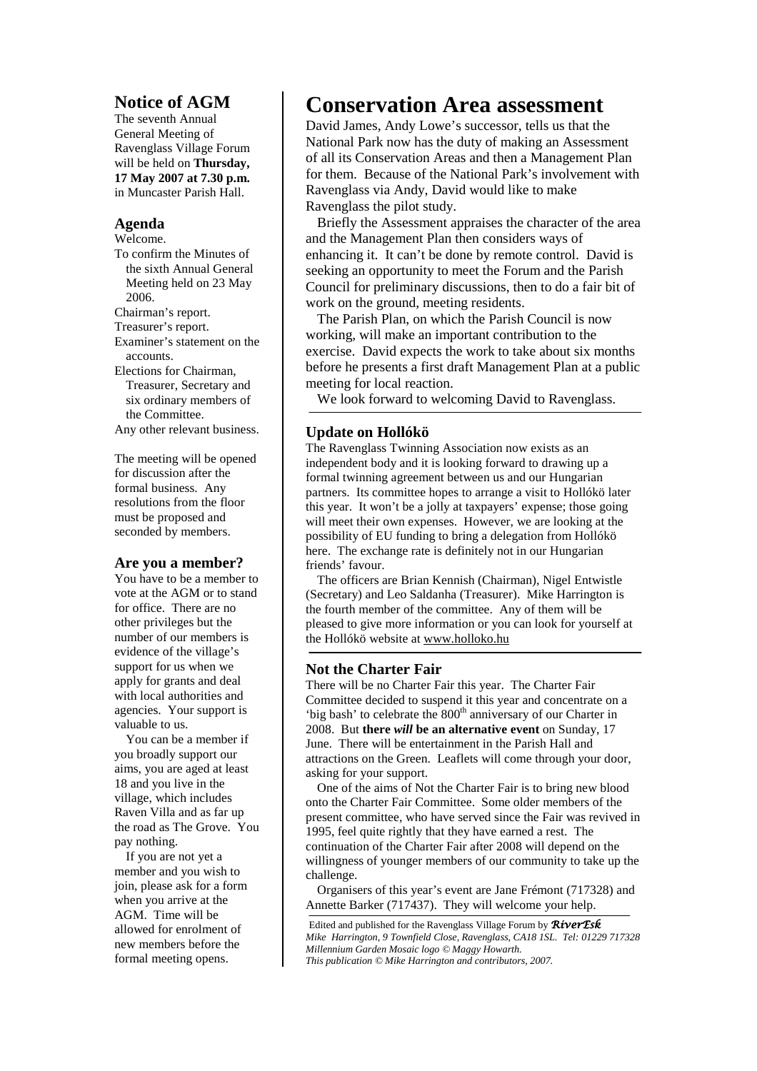## Notice of AGM

The seventh Annual General Meeting of Ravenglass Village Forum will be held on **Thursday, 17 May 2007 at 7.30 p.m.** in Muncaster Parish Hall.

### Agenda

Welcome.

To confirm the Minutes of the sixth Annual General Meeting held on 23 May 2006.

Chairman's report.

Treasurer's report.

Examiner's statement on the accounts.

Elections for Chairman, Treasurer, Secretary and six ordinary members of the Committee.

Any other relevant business.

The meeting will be opened for discussion after the formal business. Any resolutions from the floor must be proposed and seconded by members.

### Are you a member?

You have to be a member to vote at the AGM or to stand for office. There are no other privileges but the number of our members is evidence of the village's support for us when we apply for grants and deal with local authorities and agencies. Your support is valuable to us.

You can be a member if you broadly support our aims, you are aged at least 18 and you live in the village, which includes Raven Villa and as far up the road as The Grove. You pay nothing.

If you are not yet a member and you wish to join, please ask for a form when you arrive at the AGM. Time will be allowed for enrolment of new members before the formal meeting opens.

# Conservation Area assessment

David James, Andy Lowe's successor, tells us that the National Park now has the duty of making an Assessment of all its Conservation Areas and then a Management Plan for them. Because of the National Park's involvement with Ravenglass via Andy, David would like to make Ravenglass the pilot study.

Briefly the Assessment appraises the character of the area and the Management Plan then considers ways of enhancing it. It can't be done by remote control. David is seeking an opportunity to meet the Forum and the Parish Council for preliminary discussions, then to do a fair bit of work on the ground, meeting residents.

The Parish Plan, on which the Parish Council is now working, will make an important contribution to the exercise. David expects the work to take about six months before he presents a first draft Management Plan at a public meeting for local reaction.

We look forward to welcoming David to Ravenglass.

### Update on Hollókö

The Ravenglass Twinning Association now exists as an independent body and it is looking forward to drawing up a formal twinning agreement between us and our Hungarian partners. Its committee hopes to arrange a visit to Hollókö later this year. It won't be a jolly at taxpayers' expense; those going will meet their own expenses. However, we are looking at the possibility of EU funding to bring a delegation from Hollókö here. The exchange rate is definitely not in our Hungarian friends' favour.

The officers are Brian Kennish (Chairman), Nigel Entwistle (Secretary) and Leo Saldanha (Treasurer). Mike Harrington is the fourth member of the committee. Any of them will be pleased to give more information or you can look for yourself at the Hollókö website at www.holloko.hu

### Not the Charter Fair

There will be no Charter Fair this year. The Charter Fair Committee decided to suspend it this year and concentrate on a 'big bash' to celebrate the 800th anniversary of our Charter in 2008. But **there *will* be an alternative event** on Sunday, 17 June. There will be entertainment in the Parish Hall and attractions on the Green. Leaflets will come through your door, asking for your support.

One of the aims of Not the Charter Fair is to bring new blood onto the Charter Fair Committee. Some older members of the present committee, who have served since the Fair was revived in 1995, feel quite rightly that they have earned a rest. The continuation of the Charter Fair after 2008 will depend on the willingness of younger members of our community to take up the challenge.

Organisers of this year's event are Jane Frémont (717328) and Annette Barker (717437). They will welcome your help.

Edited and published for the Ravenglass Village Forum by *RiverEsk*
*Mike Harrington, 9 Townfield Close, Ravenglass, CA18 1SL. Tel: 01229 717328*
*Millennium Garden Mosaic logo © Maggy Howarth.*
*This publication © Mike Harrington and contributors, 2007.*